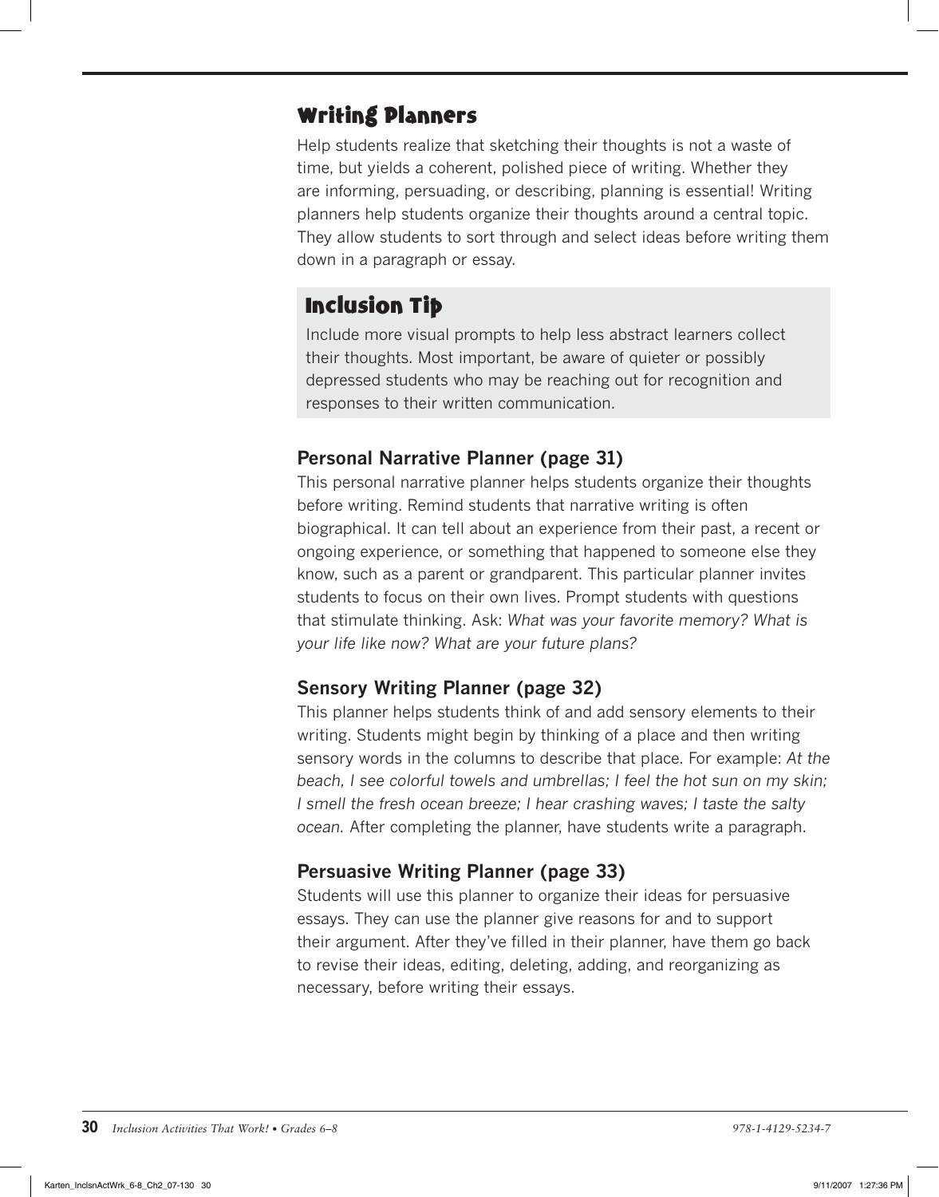## Writing Planners

Help students realize that sketching their thoughts is not a waste of time, but yields a coherent, polished piece of writing. Whether they are informing, persuading, or describing, planning is essential! Writing planners help students organize their thoughts around a central topic. They allow students to sort through and select ideas before writing them down in a paragraph or essay.

### Inclusion Tip

Include more visual prompts to help less abstract learners collect their thoughts. Most important, be aware of quieter or possibly depressed students who may be reaching out for recognition and responses to their written communication.

### Personal Narrative Planner (page 31)

This personal narrative planner helps students organize their thoughts before writing. Remind students that narrative writing is often biographical. It can tell about an experience from their past, a recent or ongoing experience, or something that happened to someone else they know, such as a parent or grandparent. This particular planner invites students to focus on their own lives. Prompt students with questions that stimulate thinking. Ask: *What was your favorite memory? What is your life like now? What are your future plans?*

### Sensory Writing Planner (page 32)

This planner helps students think of and add sensory elements to their writing. Students might begin by thinking of a place and then writing sensory words in the columns to describe that place. For example: *At the beach, I see colorful towels and umbrellas; I feel the hot sun on my skin; I smell the fresh ocean breeze; I hear crashing waves; I taste the salty ocean.* After completing the planner, have students write a paragraph.

### Persuasive Writing Planner (page 33)

Students will use this planner to organize their ideas for persuasive essays. They can use the planner give reasons for and to support their argument. After they've filled in their planner, have them go back to revise their ideas, editing, deleting, adding, and reorganizing as necessary, before writing their essays.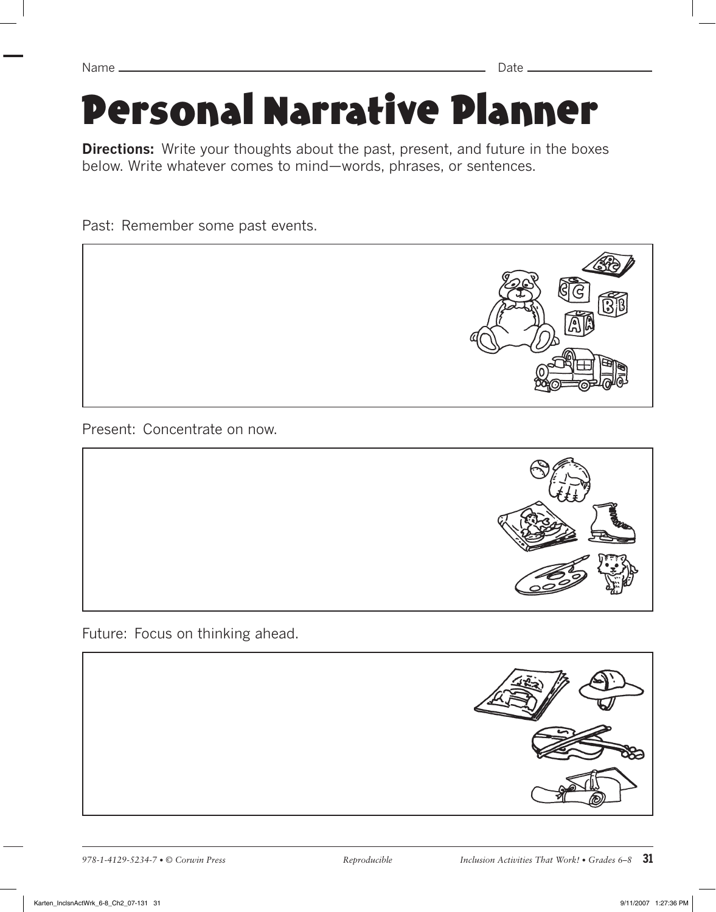Name \_\_\_\_\_\_\_\_\_\_\_\_\_\_\_\_\_\_\_\_\_\_\_\_\_\_\_\_\_\_\_\_\_\_\_\_\_\_\_\_ Date \_\_\_\_\_\_\_\_\_\_\_\_\_\_\_\_

# Personal Narrative Planner

**Directions:** Write your thoughts about the past, present, and future in the boxes below. Write whatever comes to mind—words, phrases, or sentences.

Past: Remember some past events.

Present: Concentrate on now.

Future: Focus on thinking ahead.

*978-1-4129-5234-7 • © Corwin Press* *Reproducible* *Inclusion Activities That Work! • Grades 6–8*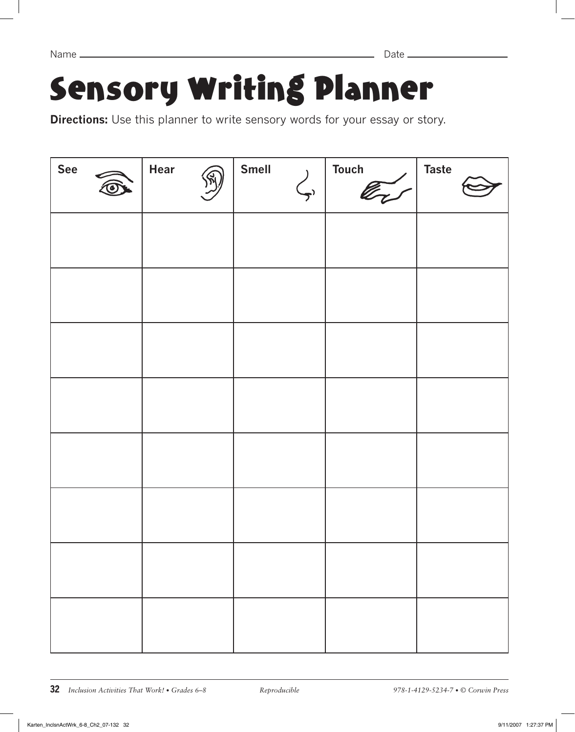Name ____________________ Date ____________

# Sensory Writing Planner

**Directions:** Use this planner to write sensory words for your essay or story.

| See | Hear | Smell | Touch | Taste |
|---|---|---|---|---|
| | | | | |
| | | | | |
| | | | | |
| | | | | |
| | | | | |
| | | | | |
| | | | | |
| | | | | |